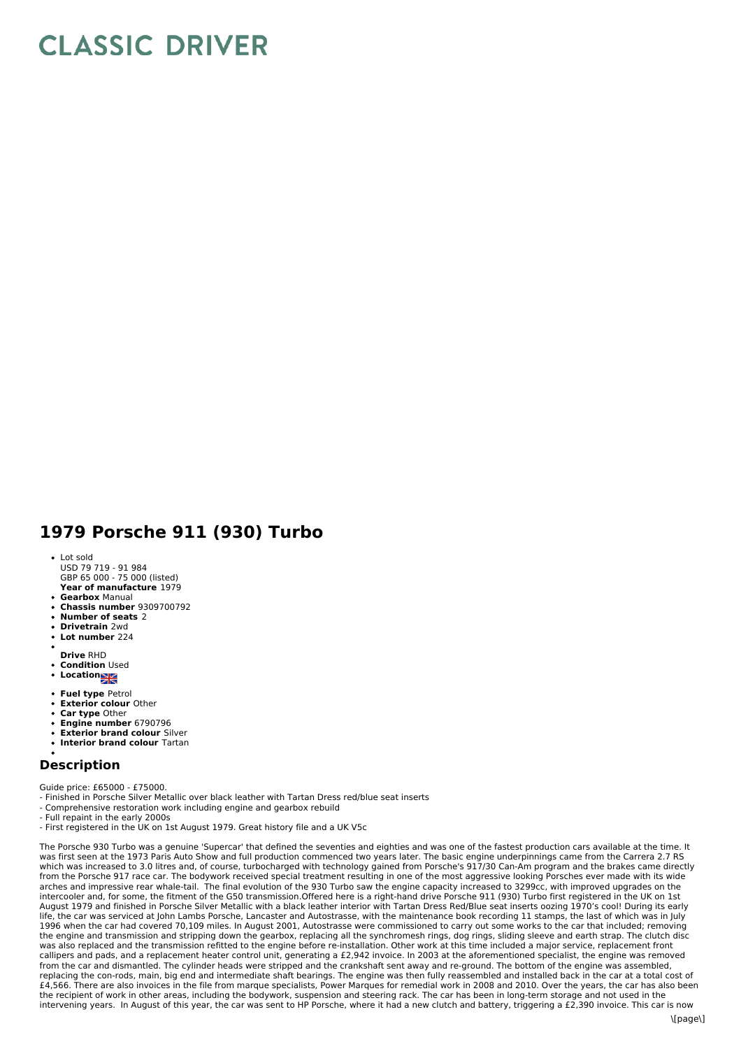# CLASSIC DRIVER

## 1979 Porsche 911 (930) Turbo

- Lot sold
  USD 79 719 - 91 984
  GBP 65 000 - 75 000 (listed)
  **Year of manufacture** 1979
- **Gearbox** Manual
- **Chassis number** 9309700792
- **Number of seats** 2
- **Drivetrain** 2wd
- **Lot number** 224
- **Drive** RHD
- **Condition** Used
- **Location**
- **Fuel type** Petrol
- **Exterior colour** Other
- **Car type** Other
- **Engine number** 6790796
- **Exterior brand colour** Silver
- **Interior brand colour** Tartan

## Description

Guide price: £65000 - £75000.
- Finished in Porsche Silver Metallic over black leather with Tartan Dress red/blue seat inserts
- Comprehensive restoration work including engine and gearbox rebuild
- Full repaint in the early 2000s
- First registered in the UK on 1st August 1979. Great history file and a UK V5c

The Porsche 930 Turbo was a genuine 'Supercar' that defined the seventies and eighties and was one of the fastest production cars available at the time. It was first seen at the 1973 Paris Auto Show and full production commenced two years later. The basic engine underpinnings came from the Carrera 2.7 RS which was increased to 3.0 litres and, of course, turbocharged with technology gained from Porsche's 917/30 Can-Am program and the brakes came directly from the Porsche 917 race car. The bodywork received special treatment resulting in one of the most aggressive looking Porsches ever made with its wide arches and impressive rear whale-tail. The final evolution of the 930 Turbo saw the engine capacity increased to 3299cc, with improved upgrades on the intercooler and, for some, the fitment of the G50 transmission.Offered here is a right-hand drive Porsche 911 (930) Turbo first registered in the UK on 1st August 1979 and finished in Porsche Silver Metallic with a black leather interior with Tartan Dress Red/Blue seat inserts oozing 1970's cool! During its early life, the car was serviced at John Lambs Porsche, Lancaster and Autostrasse, with the maintenance book recording 11 stamps, the last of which was in July 1996 when the car had covered 70,109 miles. In August 2001, Autostrasse were commissioned to carry out some works to the car that included; removing the engine and transmission and stripping down the gearbox, replacing all the synchromesh rings, dog rings, sliding sleeve and earth strap. The clutch disc was also replaced and the transmission refitted to the engine before re-installation. Other work at this time included a major service, replacement front callipers and pads, and a replacement heater control unit, generating a £2,942 invoice. In 2003 at the aforementioned specialist, the engine was removed from the car and dismantled. The cylinder heads were stripped and the crankshaft sent away and re-ground. The bottom of the engine was assembled, replacing the con-rods, main, big end and intermediate shaft bearings. The engine was then fully reassembled and installed back in the car at a total cost of £4,566. There are also invoices in the file from marque specialists, Power Marques for remedial work in 2008 and 2010. Over the years, the car has also been the recipient of work in other areas, including the bodywork, suspension and steering rack. The car has been in long-term storage and not used in the intervening years. In August of this year, the car was sent to HP Porsche, where it had a new clutch and battery, triggering a £2,390 invoice. This car is now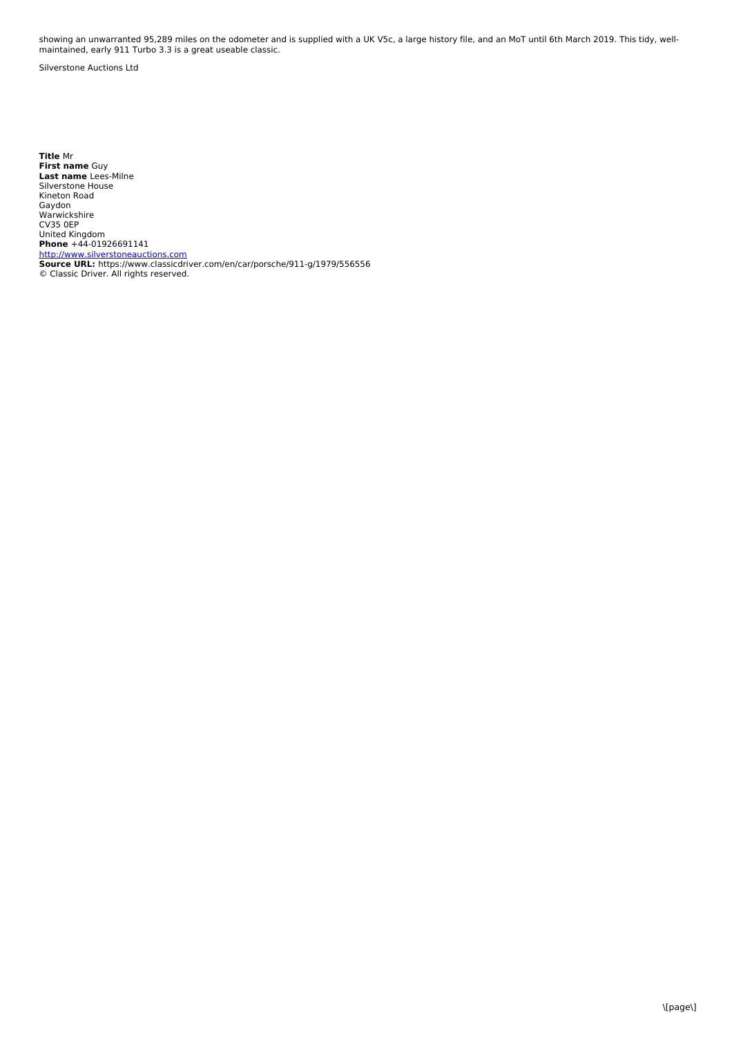showing an unwarranted 95,289 miles on the odometer and is supplied with a UK V5c, a large history file, and an MoT until 6th March 2019. This tidy, well-maintained, early 911 Turbo 3.3 is a great useable classic.

Silverstone Auctions Ltd

**Title** Mr  
**First name** Guy  
**Last name** Lees-Milne  
Silverstone House  
Kineton Road  
Gaydon  
Warwickshire  
CV35 0EP  
United Kingdom  
**Phone** +44-01926691141  
[http://www.silverstoneauctions.com](http://www.silverstoneauctions.com)  
**Source URL:** https://www.classicdriver.com/en/car/porsche/911-g/1979/556556  
© Classic Driver. All rights reserved.